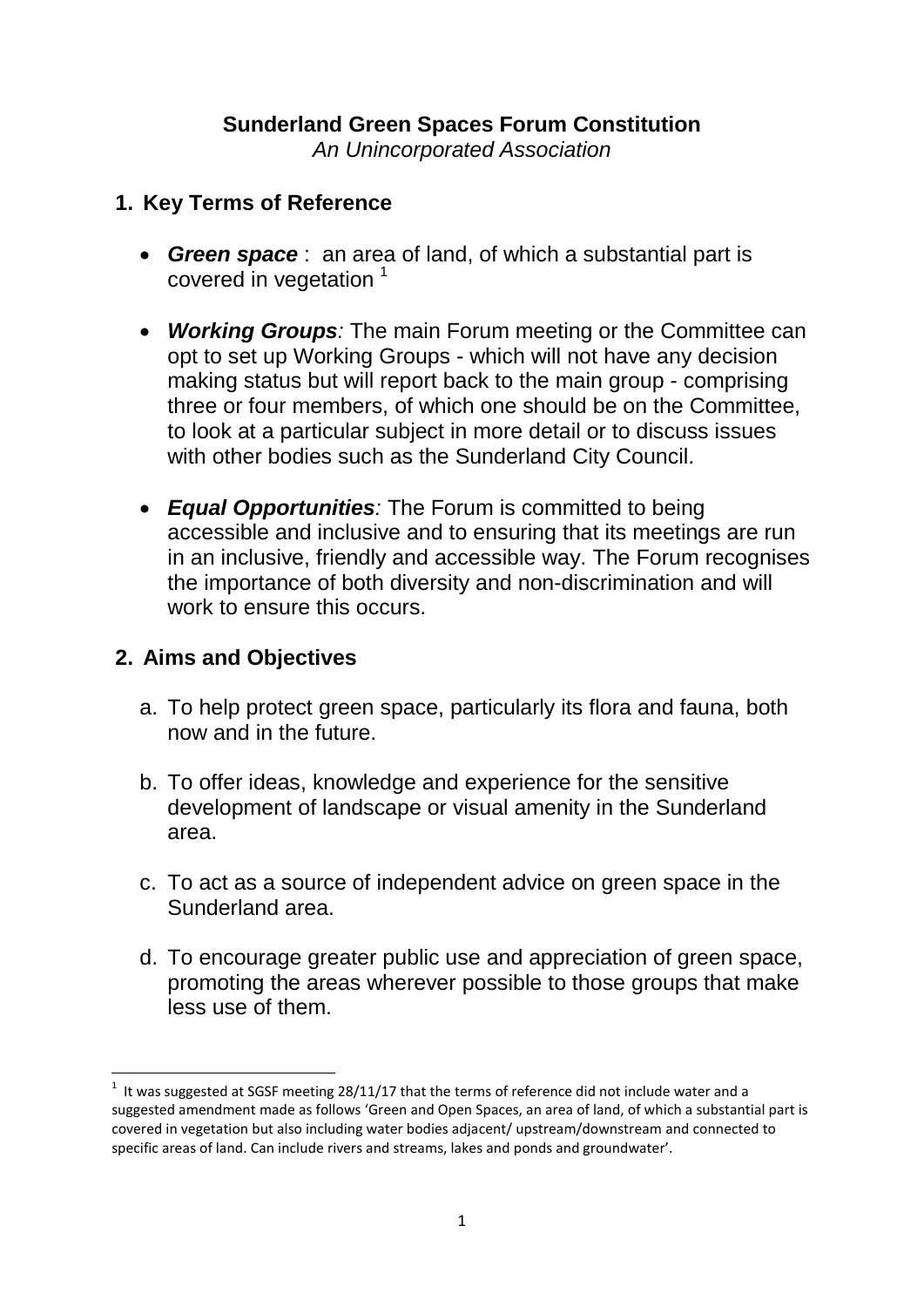# Sunderland Green Spaces Forum Constitution

*An Unincorporated Association*

## 1. Key Terms of Reference

- ***Green space*** : an area of land, of which a substantial part is covered in vegetation [1]

- ***Working Groups****:* The main Forum meeting or the Committee can opt to set up Working Groups - which will not have any decision making status but will report back to the main group - comprising three or four members, of which one should be on the Committee, to look at a particular subject in more detail or to discuss issues with other bodies such as the Sunderland City Council.

- ***Equal Opportunities****:* The Forum is committed to being accessible and inclusive and to ensuring that its meetings are run in an inclusive, friendly and accessible way. The Forum recognises the importance of both diversity and non-discrimination and will work to ensure this occurs.

## 2. Aims and Objectives

a. To help protect green space, particularly its flora and fauna, both now and in the future.

b. To offer ideas, knowledge and experience for the sensitive development of landscape or visual amenity in the Sunderland area.

c. To act as a source of independent advice on green space in the Sunderland area.

d. To encourage greater public use and appreciation of green space, promoting the areas wherever possible to those groups that make less use of them.

---

[1] It was suggested at SGSF meeting 28/11/17 that the terms of reference did not include water and a suggested amendment made as follows 'Green and Open Spaces, an area of land, of which a substantial part is covered in vegetation but also including water bodies adjacent/ upstream/downstream and connected to specific areas of land. Can include rivers and streams, lakes and ponds and groundwater'.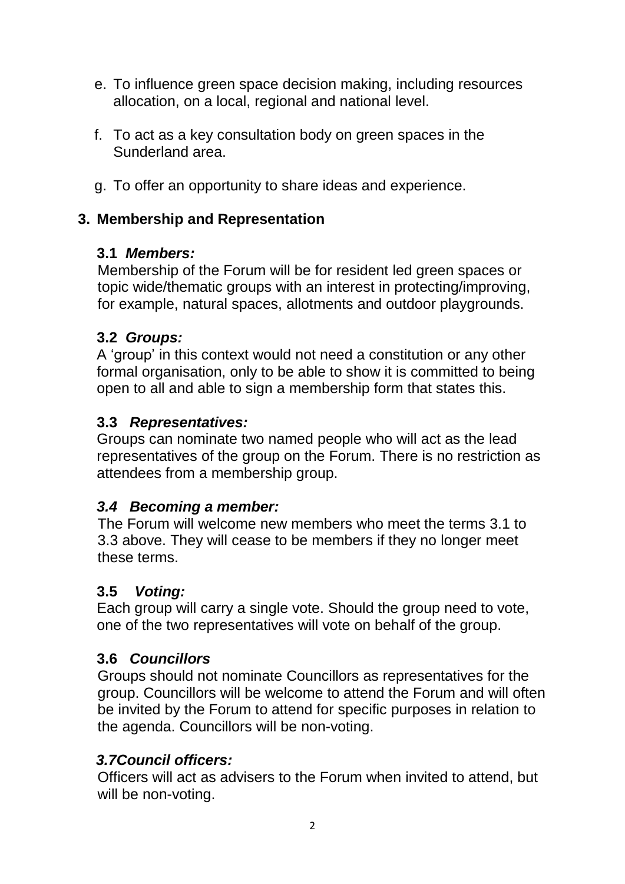e. To influence green space decision making, including resources allocation, on a local, regional and national level.

f. To act as a key consultation body on green spaces in the Sunderland area.

g. To offer an opportunity to share ideas and experience.

## 3. Membership and Representation

### 3.1 *Members:*

Membership of the Forum will be for resident led green spaces or topic wide/thematic groups with an interest in protecting/improving, for example, natural spaces, allotments and outdoor playgrounds.

### 3.2 *Groups:*

A 'group' in this context would not need a constitution or any other formal organisation, only to be able to show it is committed to being open to all and able to sign a membership form that states this.

### 3.3 *Representatives:*

Groups can nominate two named people who will act as the lead representatives of the group on the Forum. There is no restriction as attendees from a membership group.

### *3.4 Becoming a member:*

The Forum will welcome new members who meet the terms 3.1 to 3.3 above. They will cease to be members if they no longer meet these terms.

### 3.5 *Voting:*

Each group will carry a single vote. Should the group need to vote, one of the two representatives will vote on behalf of the group.

### 3.6 *Councillors*

Groups should not nominate Councillors as representatives for the group. Councillors will be welcome to attend the Forum and will often be invited by the Forum to attend for specific purposes in relation to the agenda. Councillors will be non-voting.

### *3.7Council officers:*

Officers will act as advisers to the Forum when invited to attend, but will be non-voting.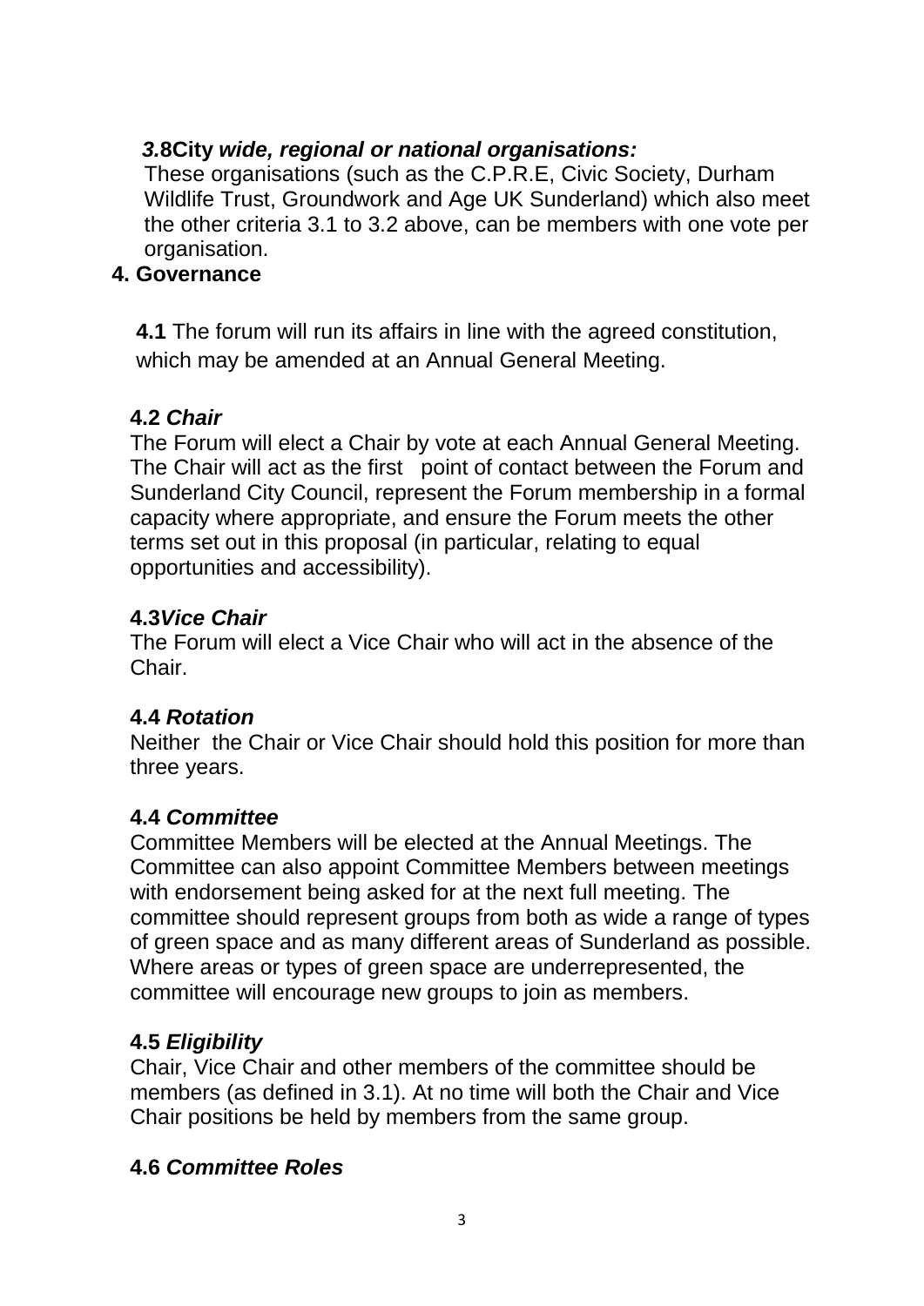### *3.*8City *wide, regional or national organisations:*

These organisations (such as the C.P.R.E, Civic Society, Durham Wildlife Trust, Groundwork and Age UK Sunderland) which also meet the other criteria 3.1 to 3.2 above, can be members with one vote per organisation.

## 4. Governance

**4.1** The forum will run its affairs in line with the agreed constitution, which may be amended at an Annual General Meeting.

### 4.2 *Chair*

The Forum will elect a Chair by vote at each Annual General Meeting. The Chair will act as the first point of contact between the Forum and Sunderland City Council, represent the Forum membership in a formal capacity where appropriate, and ensure the Forum meets the other terms set out in this proposal (in particular, relating to equal opportunities and accessibility).

### 4.3*Vice Chair*

The Forum will elect a Vice Chair who will act in the absence of the Chair.

### 4.4 *Rotation*

Neither the Chair or Vice Chair should hold this position for more than three years.

### 4.4 *Committee*

Committee Members will be elected at the Annual Meetings. The Committee can also appoint Committee Members between meetings with endorsement being asked for at the next full meeting. The committee should represent groups from both as wide a range of types of green space and as many different areas of Sunderland as possible. Where areas or types of green space are underrepresented, the committee will encourage new groups to join as members.

### 4.5 *Eligibility*

Chair, Vice Chair and other members of the committee should be members (as defined in 3.1). At no time will both the Chair and Vice Chair positions be held by members from the same group.

### 4.6 *Committee Roles*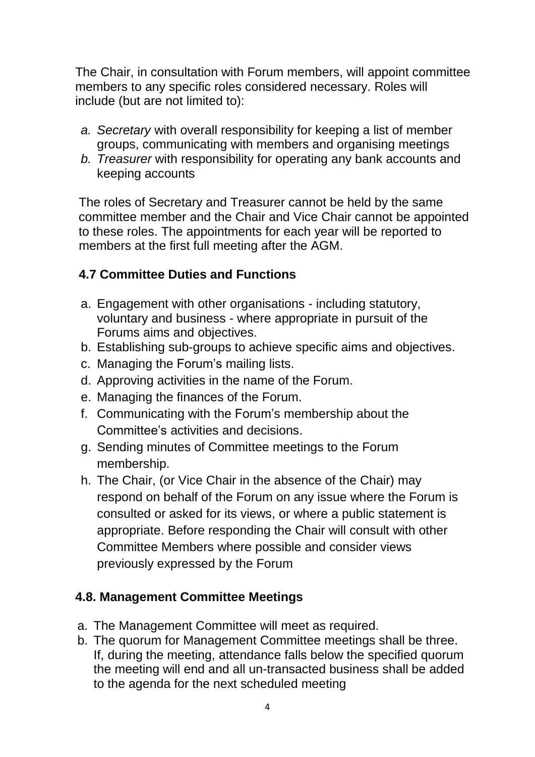The Chair, in consultation with Forum members, will appoint committee members to any specific roles considered necessary. Roles will include (but are not limited to):

a. *Secretary* with overall responsibility for keeping a list of member groups, communicating with members and organising meetings
b. *Treasurer* with responsibility for operating any bank accounts and keeping accounts

The roles of Secretary and Treasurer cannot be held by the same committee member and the Chair and Vice Chair cannot be appointed to these roles. The appointments for each year will be reported to members at the first full meeting after the AGM.

### 4.7 Committee Duties and Functions

a. Engagement with other organisations - including statutory, voluntary and business - where appropriate in pursuit of the Forums aims and objectives.
b. Establishing sub-groups to achieve specific aims and objectives.
c. Managing the Forum's mailing lists.
d. Approving activities in the name of the Forum.
e. Managing the finances of the Forum.
f. Communicating with the Forum's membership about the Committee's activities and decisions.
g. Sending minutes of Committee meetings to the Forum membership.
h. The Chair, (or Vice Chair in the absence of the Chair) may respond on behalf of the Forum on any issue where the Forum is consulted or asked for its views, or where a public statement is appropriate. Before responding the Chair will consult with other Committee Members where possible and consider views previously expressed by the Forum

### 4.8. Management Committee Meetings

a. The Management Committee will meet as required.
b. The quorum for Management Committee meetings shall be three. If, during the meeting, attendance falls below the specified quorum the meeting will end and all un-transacted business shall be added to the agenda for the next scheduled meeting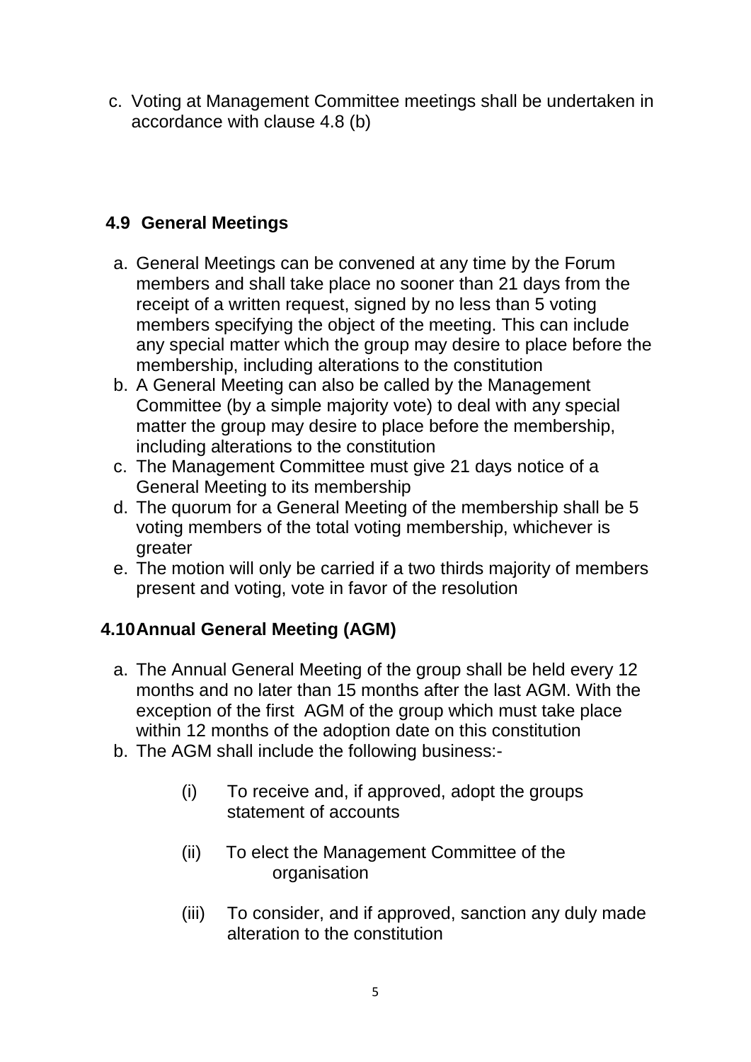c. Voting at Management Committee meetings shall be undertaken in accordance with clause 4.8 (b)

### 4.9 General Meetings

a. General Meetings can be convened at any time by the Forum members and shall take place no sooner than 21 days from the receipt of a written request, signed by no less than 5 voting members specifying the object of the meeting. This can include any special matter which the group may desire to place before the membership, including alterations to the constitution
b. A General Meeting can also be called by the Management Committee (by a simple majority vote) to deal with any special matter the group may desire to place before the membership, including alterations to the constitution
c. The Management Committee must give 21 days notice of a General Meeting to its membership
d. The quorum for a General Meeting of the membership shall be 5 voting members of the total voting membership, whichever is greater
e. The motion will only be carried if a two thirds majority of members present and voting, vote in favor of the resolution

### 4.10 Annual General Meeting (AGM)

a. The Annual General Meeting of the group shall be held every 12 months and no later than 15 months after the last AGM. With the exception of the first AGM of the group which must take place within 12 months of the adoption date on this constitution
b. The AGM shall include the following business:-

    (i) To receive and, if approved, adopt the groups statement of accounts

    (ii) To elect the Management Committee of the organisation

    (iii) To consider, and if approved, sanction any duly made alteration to the constitution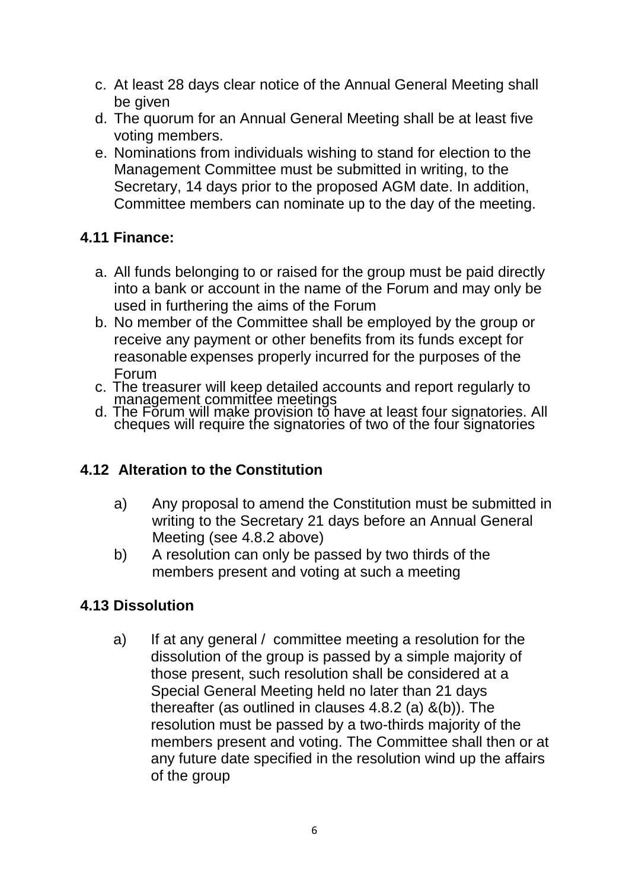c. At least 28 days clear notice of the Annual General Meeting shall be given
d. The quorum for an Annual General Meeting shall be at least five voting members.
e. Nominations from individuals wishing to stand for election to the Management Committee must be submitted in writing, to the Secretary, 14 days prior to the proposed AGM date. In addition, Committee members can nominate up to the day of the meeting.

### 4.11 Finance:

a. All funds belonging to or raised for the group must be paid directly into a bank or account in the name of the Forum and may only be used in furthering the aims of the Forum
b. No member of the Committee shall be employed by the group or receive any payment or other benefits from its funds except for reasonable expenses properly incurred for the purposes of the Forum
c. The treasurer will keep detailed accounts and report regularly to management committee meetings
d. The Forum will make provision to have at least four signatories. All cheques will require the signatories of two of the four signatories

### 4.12 Alteration to the Constitution

a) Any proposal to amend the Constitution must be submitted in writing to the Secretary 21 days before an Annual General Meeting (see 4.8.2 above)

b) A resolution can only be passed by two thirds of the members present and voting at such a meeting

### 4.13 Dissolution

a) If at any general / committee meeting a resolution for the dissolution of the group is passed by a simple majority of those present, such resolution shall be considered at a Special General Meeting held no later than 21 days thereafter (as outlined in clauses 4.8.2 (a) &(b)). The resolution must be passed by a two-thirds majority of the members present and voting. The Committee shall then or at any future date specified in the resolution wind up the affairs of the group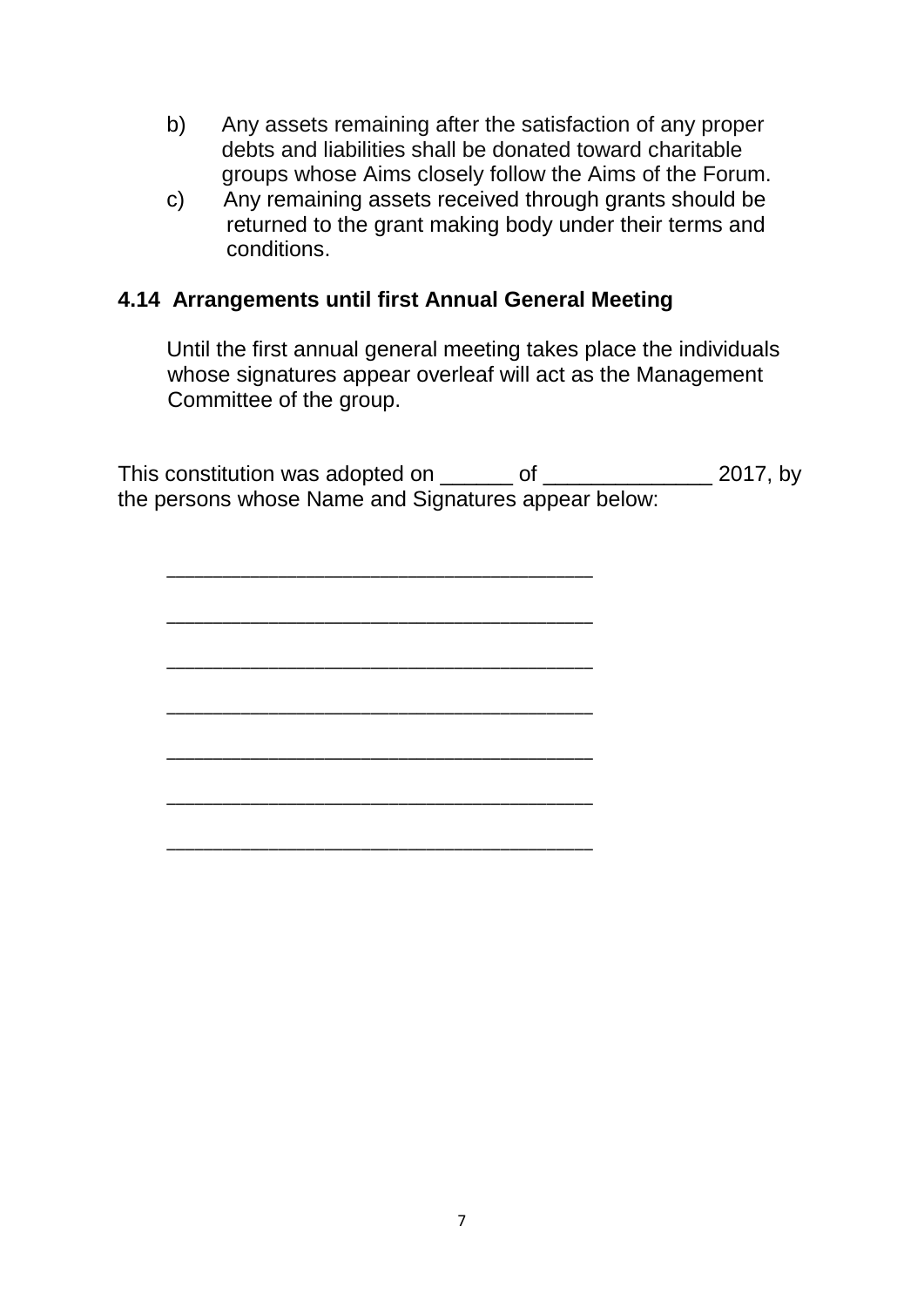b) Any assets remaining after the satisfaction of any proper debts and liabilities shall be donated toward charitable groups whose Aims closely follow the Aims of the Forum.

c) Any remaining assets received through grants should be returned to the grant making body under their terms and conditions.

### 4.14 Arrangements until first Annual General Meeting

Until the first annual general meeting takes place the individuals whose signatures appear overleaf will act as the Management Committee of the group.

This constitution was adopted on ______ of ______________ 2017, by the persons whose Name and Signatures appear below:

____________________________________

____________________________________

____________________________________

____________________________________

____________________________________

____________________________________

____________________________________